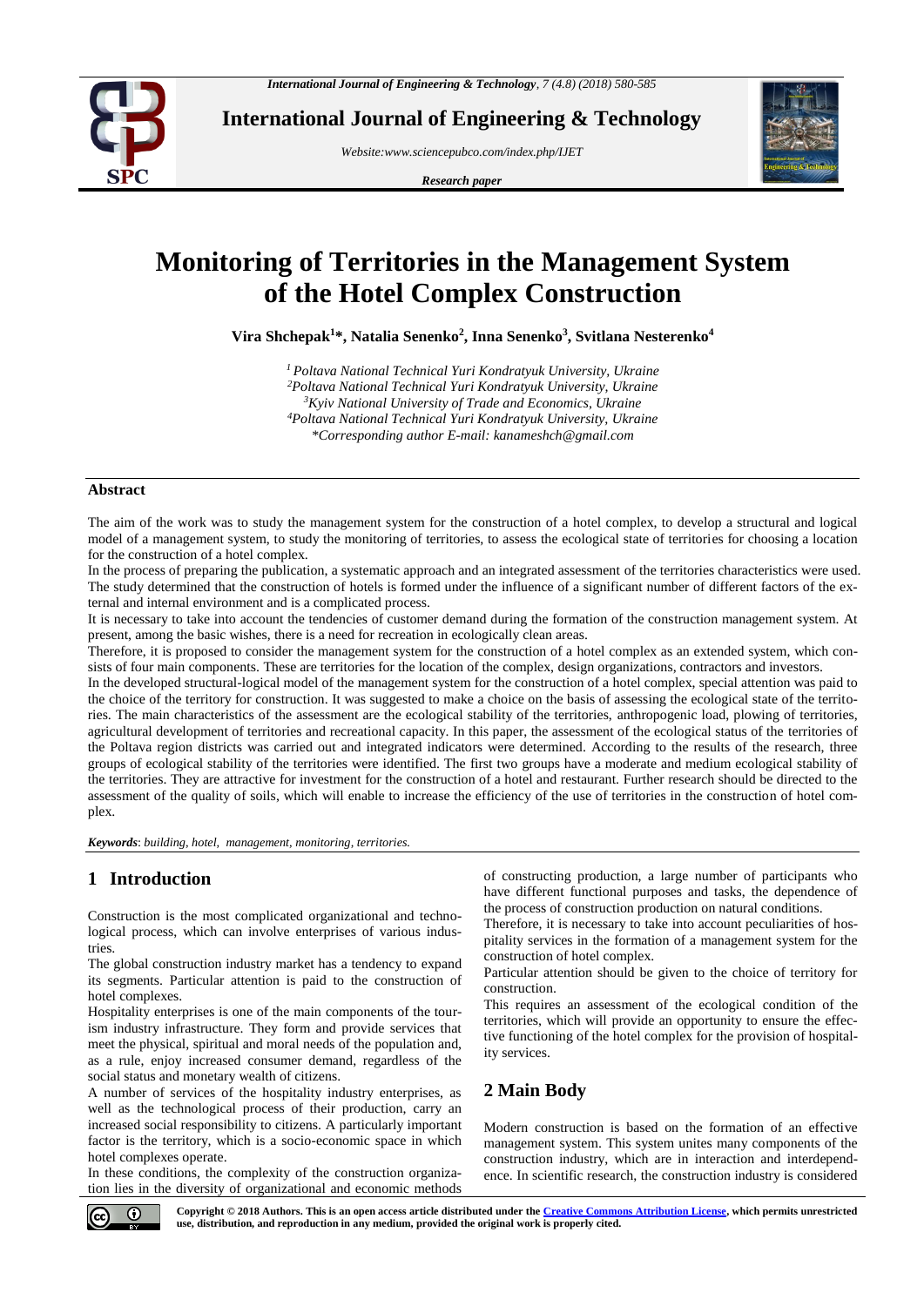# Monitoring of Territories in the Management System of the Hotel Complex Construction

**Vira Shchepak[1]\*, Natalia Senenko[2], Inna Senenko[3], Svitlana Nesterenko[4]**

*[1] Poltava National Technical Yuri Kondratyuk University, Ukraine*
*[2] Poltava National Technical Yuri Kondratyuk University, Ukraine*
*[3] Kyiv National University of Trade and Economics, Ukraine*
*[4] Poltava National Technical Yuri Kondratyuk University, Ukraine*
*\*Corresponding author E-mail: kanameshch@gmail.com*

## Abstract

The aim of the work was to study the management system for the construction of a hotel complex, to develop a structural and logical model of a management system, to study the monitoring of territories, to assess the ecological state of territories for choosing a location for the construction of a hotel complex.

In the process of preparing the publication, a systematic approach and an integrated assessment of the territories characteristics were used. The study determined that the construction of hotels is formed under the influence of a significant number of different factors of the external and internal environment and is a complicated process.

It is necessary to take into account the tendencies of customer demand during the formation of the construction management system. At present, among the basic wishes, there is a need for recreation in ecologically clean areas.

Therefore, it is proposed to consider the management system for the construction of a hotel complex as an extended system, which consists of four main components. These are territories for the location of the complex, design organizations, contractors and investors.

In the developed structural-logical model of the management system for the construction of a hotel complex, special attention was paid to the choice of the territory for construction. It was suggested to make a choice on the basis of assessing the ecological state of the territories. The main characteristics of the assessment are the ecological stability of the territories, anthropogenic load, plowing of territories, agricultural development of territories and recreational capacity. In this paper, the assessment of the ecological status of the territories of the Poltava region districts was carried out and integrated indicators were determined. According to the results of the research, three groups of ecological stability of the territories were identified. The first two groups have a moderate and medium ecological stability of the territories. They are attractive for investment for the construction of a hotel and restaurant. Further research should be directed to the assessment of the quality of soils, which will enable to increase the efficiency of the use of territories in the construction of hotel complex.

***Keywords***: *building, hotel, management, monitoring, territories.*

## 1 Introduction

Construction is the most complicated organizational and technological process, which can involve enterprises of various industries.

The global construction industry market has a tendency to expand its segments. Particular attention is paid to the construction of hotel complexes.

Hospitality enterprises is one of the main components of the tourism industry infrastructure. They form and provide services that meet the physical, spiritual and moral needs of the population and, as a rule, enjoy increased consumer demand, regardless of the social status and monetary wealth of citizens.

A number of services of the hospitality industry enterprises, as well as the technological process of their production, carry an increased social responsibility to citizens. A particularly important factor is the territory, which is a socio-economic space in which hotel complexes operate.

In these conditions, the complexity of the construction organization lies in the diversity of organizational and economic methods of constructing production, a large number of participants who have different functional purposes and tasks, the dependence of the process of construction production on natural conditions.

Therefore, it is necessary to take into account peculiarities of hospitality services in the formation of a management system for the construction of hotel complex.

Particular attention should be given to the choice of territory for construction.

This requires an assessment of the ecological condition of the territories, which will provide an opportunity to ensure the effective functioning of the hotel complex for the provision of hospitality services.

## 2 Main Body

Modern construction is based on the formation of an effective management system. This system unites many components of the construction industry, which are in interaction and interdependence. In scientific research, the construction industry is considered

**Copyright © 2018 Authors. This is an open access article distributed under the Creative Commons Attribution License, which permits unrestricted use, distribution, and reproduction in any medium, provided the original work is properly cited.**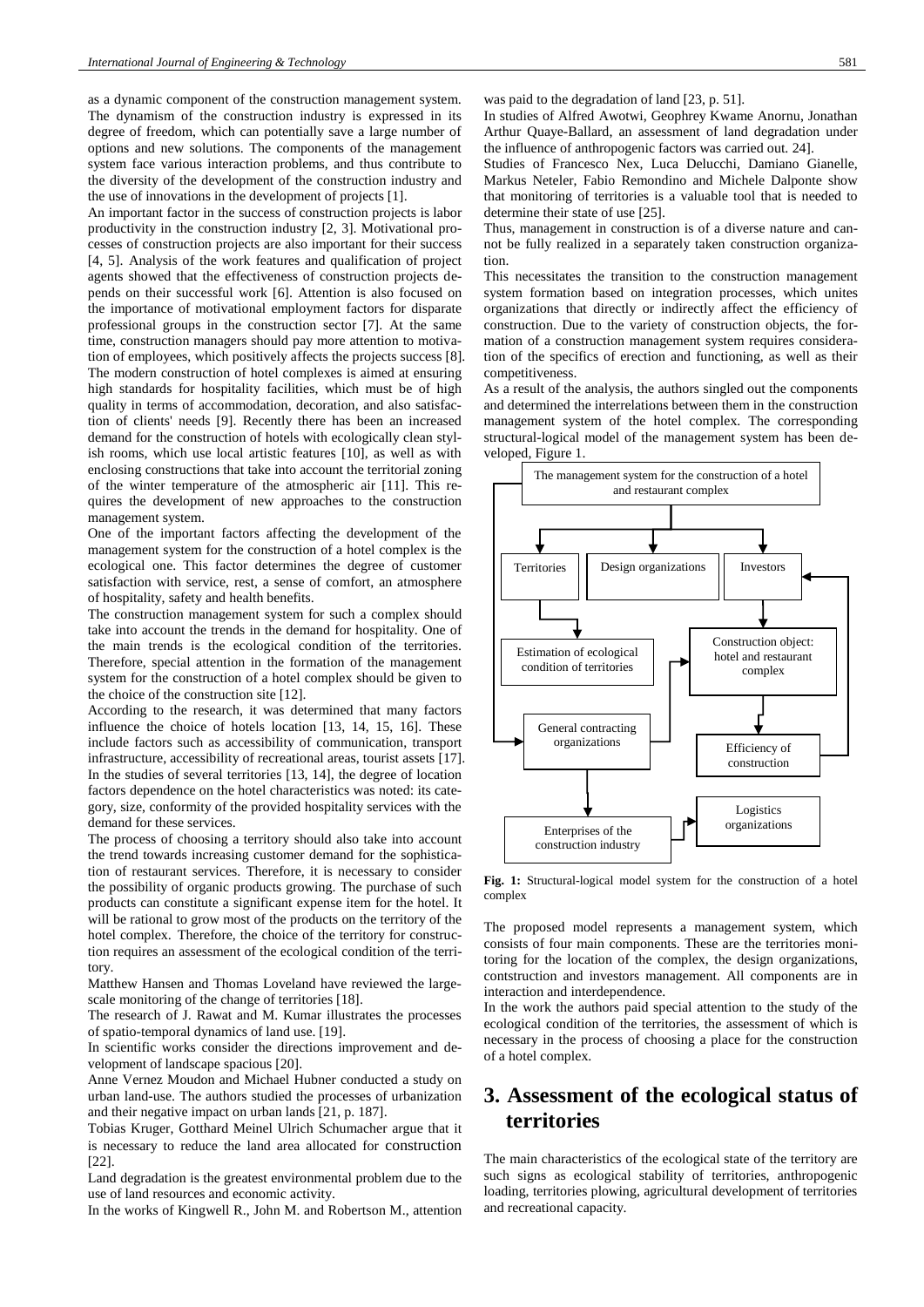as a dynamic component of the construction management system. The dynamism of the construction industry is expressed in its degree of freedom, which can potentially save a large number of options and new solutions. The components of the management system face various interaction problems, and thus contribute to the diversity of the development of the construction industry and the use of innovations in the development of projects [1].

An important factor in the success of construction projects is labor productivity in the construction industry [2, 3]. Motivational processes of construction projects are also important for their success [4, 5]. Analysis of the work features and qualification of project agents showed that the effectiveness of construction projects depends on their successful work [6]. Attention is also focused on the importance of motivational employment factors for disparate professional groups in the construction sector [7]. At the same time, construction managers should pay more attention to motivation of employees, which positively affects the projects success [8].

The modern construction of hotel complexes is aimed at ensuring high standards for hospitality facilities, which must be of high quality in terms of accommodation, decoration, and also satisfaction of clients' needs [9]. Recently there has been an increased demand for the construction of hotels with ecologically clean stylish rooms, which use local artistic features [10], as well as with enclosing constructions that take into account the territorial zoning of the winter temperature of the atmospheric air [11]. This requires the development of new approaches to the construction management system.

One of the important factors affecting the development of the management system for the construction of a hotel complex is the ecological one. This factor determines the degree of customer satisfaction with service, rest, a sense of comfort, an atmosphere of hospitality, safety and health benefits.

The construction management system for such a complex should take into account the trends in the demand for hospitality. One of the main trends is the ecological condition of the territories. Therefore, special attention in the formation of the management system for the construction of a hotel complex should be given to the choice of the construction site [12].

According to the research, it was determined that many factors influence the choice of hotels location [13, 14, 15, 16]. These include factors such as accessibility of communication, transport infrastructure, accessibility of recreational areas, tourist assets [17]. In the studies of several territories [13, 14], the degree of location factors dependence on the hotel characteristics was noted: its category, size, conformity of the provided hospitality services with the demand for these services.

The process of choosing a territory should also take into account the trend towards increasing customer demand for the sophistication of restaurant services. Therefore, it is necessary to consider the possibility of organic products growing. The purchase of such products can constitute a significant expense item for the hotel. It will be rational to grow most of the products on the territory of the hotel complex. Therefore, the choice of the territory for construction requires an assessment of the ecological condition of the territory.

Matthew Hansen and Thomas Loveland have reviewed the large-scale monitoring of the change of territories [18].

The research of J. Rawat and M. Kumar illustrates the processes of spatio-temporal dynamics of land use. [19].

In scientific works consider the directions improvement and development of landscape spacious [20].

Anne Vernez Moudon and Michael Hubner conducted a study on urban land-use. The authors studied the processes of urbanization and their negative impact on urban lands [21, p. 187].

Tobias Kruger, Gotthard Meinel Ulrich Schumacher argue that it is necessary to reduce the land area allocated for construction [22].

Land degradation is the greatest environmental problem due to the use of land resources and economic activity.

In the works of Kingwell R., John M. and Robertson M., attention was paid to the degradation of land [23, p. 51].

In studies of Alfred Awotwi, Geophrey Kwame Anornu, Jonathan Arthur Quaye-Ballard, an assessment of land degradation under the influence of anthropogenic factors was carried out. 24].

Studies of Francesco Nex, Luca Delucchi, Damiano Gianelle, Markus Neteler, Fabio Remondino and Michele Dalponte show that monitoring of territories is a valuable tool that is needed to determine their state of use [25].

Thus, management in construction is of a diverse nature and cannot be fully realized in a separately taken construction organization.

This necessitates the transition to the construction management system formation based on integration processes, which unites organizations that directly or indirectly affect the efficiency of construction. Due to the variety of construction objects, the formation of a construction management system requires consideration of the specifics of erection and functioning, as well as their competitiveness.

As a result of the analysis, the authors singled out the components and determined the interrelations between them in the construction management system of the hotel complex. The corresponding structural-logical model of the management system has been developed, Figure 1.

The management system for the construction of a hotel and restaurant complex

Territories

Design organizations

Investors

Estimation of ecological condition of territories

Construction object: hotel and restaurant complex

General contracting organizations

Efficiency of construction

Logistics organizations

Enterprises of the construction industry

**Fig. 1:** Structural-logical model system for the construction of a hotel complex

The proposed model represents a management system, which consists of four main components. These are the territories monitoring for the location of the complex, the design organizations, contstruction and investors management. All components are in interaction and interdependence.

In the work the authors paid special attention to the study of the ecological condition of the territories, the assessment of which is necessary in the process of choosing a place for the construction of a hotel complex.

# 3. Assessment of the ecological status of territories

The main characteristics of the ecological state of the territory are such signs as ecological stability of territories, anthropogenic loading, territories plowing, agricultural development of territories and recreational capacity.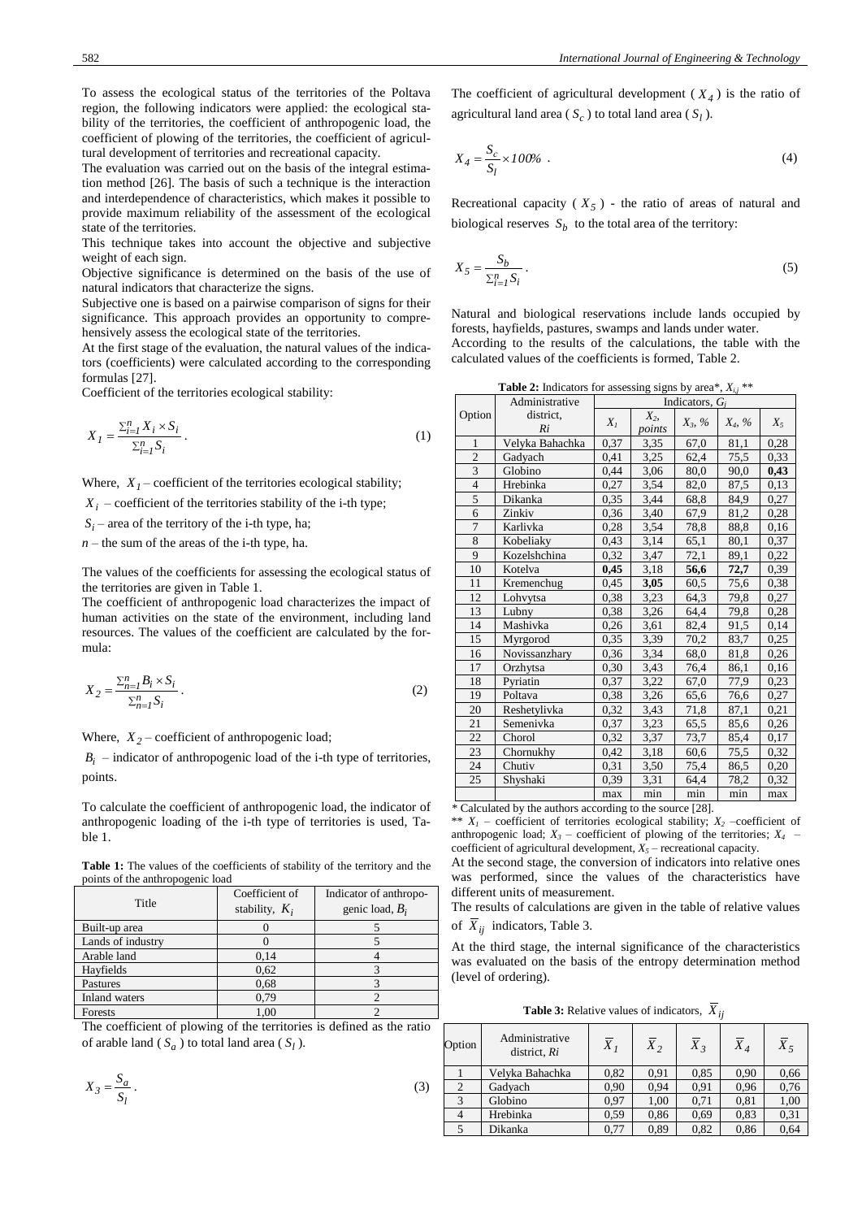To assess the ecological status of the territories of the Poltava region, the following indicators were applied: the ecological stability of the territories, the coefficient of anthropogenic load, the coefficient of plowing of the territories, the coefficient of agricultural development of territories and recreational capacity.

The evaluation was carried out on the basis of the integral estimation method [26]. The basis of such a technique is the interaction and interdependence of characteristics, which makes it possible to provide maximum reliability of the assessment of the ecological state of the territories.

This technique takes into account the objective and subjective weight of each sign.

Objective significance is determined on the basis of the use of natural indicators that characterize the signs.

Subjective one is based on a pairwise comparison of signs for their significance. This approach provides an opportunity to comprehensively assess the ecological state of the territories.

At the first stage of the evaluation, the natural values of the indicators (coefficients) were calculated according to the corresponding formulas [27].

Coefficient of the territories ecological stability:

$$X_1 = \frac{\sum_{i=1}^{n} X_i \times S_i}{\sum_{i=1}^{n} S_i}. \tag{1}$$

Where, $X_1$ – coefficient of the territories ecological stability;

$X_i$ – coefficient of the territories stability of the i-th type;

$S_i$ – area of the territory of the i-th type, ha;

$n$ – the sum of the areas of the i-th type, ha.

The values of the coefficients for assessing the ecological status of the territories are given in Table 1.

The coefficient of anthropogenic load characterizes the impact of human activities on the state of the environment, including land resources. The values of the coefficient are calculated by the formula:

$$X_2 = \frac{\sum_{n=1}^{n} B_i \times S_i}{\sum_{n=1}^{n} S_i}. \tag{2}$$

Where, $X_2$ – coefficient of anthropogenic load;

$B_i$ – indicator of anthropogenic load of the i-th type of territories, points.

To calculate the coefficient of anthropogenic load, the indicator of anthropogenic loading of the i-th type of territories is used, Table 1.

**Table 1:** The values of the coefficients of stability of the territory and the points of the anthropogenic load

| Title | Coefficient of stability, $K_i$ | Indicator of anthropogenic load, $B_i$ |
|---|---|---|
| Built-up area | 0 | 5 |
| Lands of industry | 0 | 5 |
| Arable land | 0,14 | 4 |
| Hayfields | 0,62 | 3 |
| Pastures | 0,68 | 3 |
| Inland waters | 0,79 | 2 |
| Forests | 1,00 | 2 |

The coefficient of plowing of the territories is defined as the ratio of arable land ($S_a$) to total land area ($S_l$).

$$X_3 = \frac{S_a}{S_l}. \tag{3}$$

The coefficient of agricultural development ($X_4$) is the ratio of agricultural land area ($S_c$) to total land area ($S_l$).

$$X_4 = \frac{S_c}{S_l} \times 100\% . \tag{4}$$

Recreational capacity ($X_5$) - the ratio of areas of natural and biological reserves $S_b$ to the total area of the territory:

$$X_5 = \frac{S_b}{\sum_{i=1}^{n} S_i}. \tag{5}$$

Natural and biological reservations include lands occupied by forests, hayfields, pastures, swamps and lands under water.

According to the results of the calculations, the table with the calculated values of the coefficients is formed, Table 2.

**Table 2:** Indicators for assessing signs by area*, $X_{ij}$ **

| Option | Administrative district, *Ri* | Indicators, $G_i$ | | | | |
|---|---|---|---|---|---|---|
| | | $X_1$ | $X_2$, *points* | $X_3$, % | $X_4$, % | $X_5$ |
| 1 | Velyka Bahachka | 0,37 | 3,35 | 67,0 | 81,1 | 0,28 |
| 2 | Gadyach | 0,41 | 3,25 | 62,4 | 75,5 | 0,33 |
| 3 | Globino | 0,44 | 3,06 | 80,0 | 90,0 | **0,43** |
| 4 | Hrebinka | 0,27 | 3,54 | 82,0 | 87,5 | 0,13 |
| 5 | Dikanka | 0,35 | 3,44 | 68,8 | 84,9 | 0,27 |
| 6 | Zinkiv | 0,36 | 3,40 | 67,9 | 81,2 | 0,28 |
| 7 | Karlivka | 0,28 | 3,54 | 78,8 | 88,8 | 0,16 |
| 8 | Kobeliaky | 0,43 | 3,14 | 65,1 | 80,1 | 0,37 |
| 9 | Kozelshchina | 0,32 | 3,47 | 72,1 | 89,1 | 0,22 |
| 10 | Kotelva | **0,45** | 3,18 | **56,6** | **72,7** | 0,39 |
| 11 | Kremenchug | 0,45 | **3,05** | 60,5 | 75,6 | 0,38 |
| 12 | Lohvytsa | 0,38 | 3,23 | 64,3 | 79,8 | 0,27 |
| 13 | Lubny | 0,38 | 3,26 | 64,4 | 79,8 | 0,28 |
| 14 | Mashivka | 0,26 | 3,61 | 82,4 | 91,5 | 0,14 |
| 15 | Myrgorod | 0,35 | 3,39 | 70,2 | 83,7 | 0,25 |
| 16 | Novissanzhary | 0,36 | 3,34 | 68,0 | 81,8 | 0,26 |
| 17 | Orzhytsa | 0,30 | 3,43 | 76,4 | 86,1 | 0,16 |
| 18 | Pyriatin | 0,37 | 3,22 | 67,0 | 77,9 | 0,23 |
| 19 | Poltava | 0,38 | 3,26 | 65,6 | 76,6 | 0,27 |
| 20 | Reshetylivka | 0,32 | 3,43 | 71,8 | 87,1 | 0,21 |
| 21 | Semenivka | 0,37 | 3,23 | 65,5 | 85,6 | 0,26 |
| 22 | Chorol | 0,32 | 3,37 | 73,7 | 85,4 | 0,17 |
| 23 | Chornukhy | 0,42 | 3,18 | 60,6 | 75,5 | 0,32 |
| 24 | Chutiv | 0,31 | 3,50 | 75,4 | 86,5 | 0,20 |
| 25 | Shyshaki | 0,39 | 3,31 | 64,4 | 78,2 | 0,32 |
| | | max | min | min | min | max |

\* Calculated by the authors according to the source [28].

\*\* $X_1$ – coefficient of territories ecological stability; $X_2$ –coefficient of anthropogenic load; $X_3$ – coefficient of plowing of the territories; $X_4$ – coefficient of agricultural development, $X_5$ – recreational capacity.

At the second stage, the conversion of indicators into relative ones was performed, since the values of the characteristics have different units of measurement.

The results of calculations are given in the table of relative values of $\overline{X}_{ij}$ indicators, Table 3.

At the third stage, the internal significance of the characteristics was evaluated on the basis of the entropy determination method (level of ordering).

**Table 3:** Relative values of indicators, $\overline{X}_{ij}$

| Option | Administrative district, *Ri* | $\overline{X}_1$ | $\overline{X}_2$ | $\overline{X}_3$ | $\overline{X}_4$ | $\overline{X}_5$ |
|---|---|---|---|---|---|---|
| 1 | Velyka Bahachka | 0,82 | 0,91 | 0,85 | 0,90 | 0,66 |
| 2 | Gadyach | 0,90 | 0,94 | 0,91 | 0,96 | 0,76 |
| 3 | Globino | 0,97 | 1,00 | 0,71 | 0,81 | 1,00 |
| 4 | Hrebinka | 0,59 | 0,86 | 0,69 | 0,83 | 0,31 |
| 5 | Dikanka | 0,77 | 0,89 | 0,82 | 0,86 | 0,64 |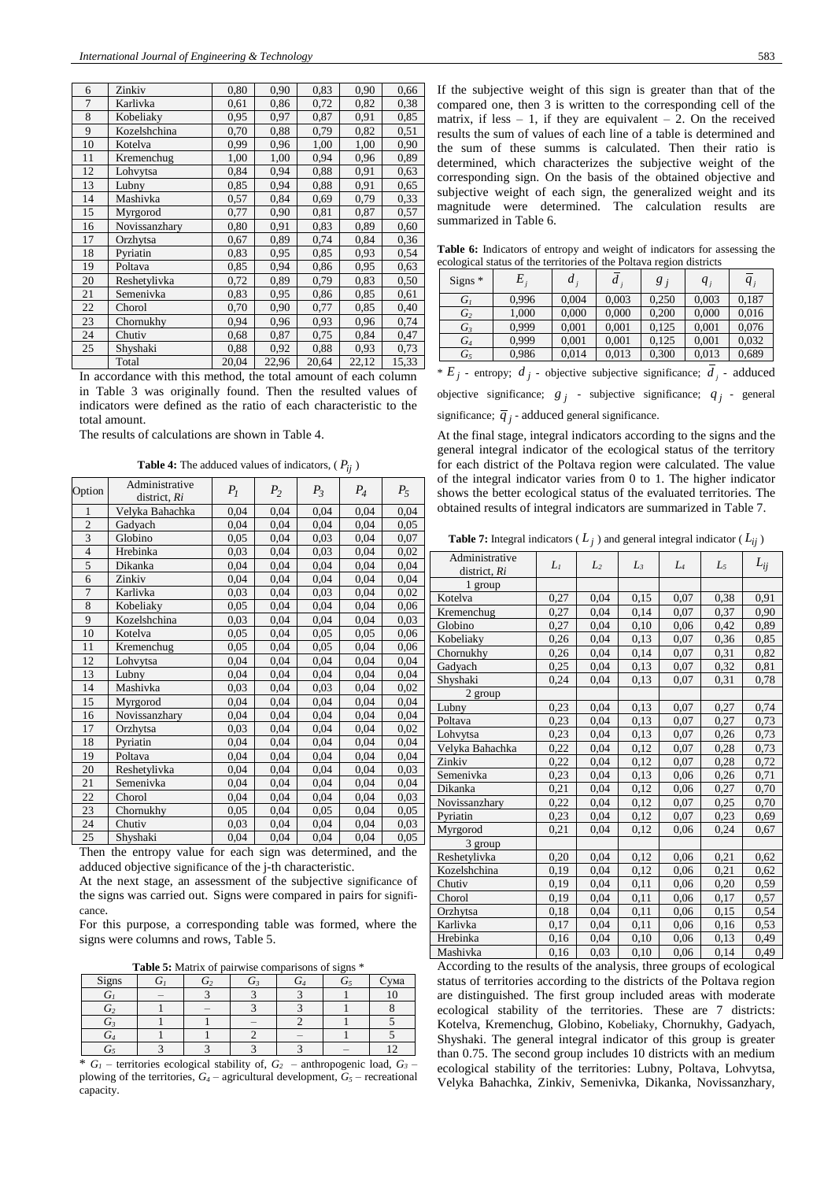| | | | | | | |
|---|---|---|---|---|---|---|
| 6 | Zinkiv | 0,80 | 0,90 | 0,83 | 0,90 | 0,66 |
| 7 | Karlivka | 0,61 | 0,86 | 0,72 | 0,82 | 0,38 |
| 8 | Kobeliaky | 0,95 | 0,97 | 0,87 | 0,91 | 0,85 |
| 9 | Kozelshchina | 0,70 | 0,88 | 0,79 | 0,82 | 0,51 |
| 10 | Kotelva | 0,99 | 0,96 | 1,00 | 1,00 | 0,90 |
| 11 | Kremenchug | 1,00 | 1,00 | 0,94 | 0,96 | 0,89 |
| 12 | Lohvytsa | 0,84 | 0,94 | 0,88 | 0,91 | 0,63 |
| 13 | Lubny | 0,85 | 0,94 | 0,88 | 0,91 | 0,65 |
| 14 | Mashivka | 0,57 | 0,84 | 0,69 | 0,79 | 0,33 |
| 15 | Myrgorod | 0,77 | 0,90 | 0,81 | 0,87 | 0,57 |
| 16 | Novissanzhary | 0,80 | 0,91 | 0,83 | 0,89 | 0,60 |
| 17 | Orzhytsa | 0,67 | 0,89 | 0,74 | 0,84 | 0,36 |
| 18 | Pyriatin | 0,83 | 0,95 | 0,85 | 0,93 | 0,54 |
| 19 | Poltava | 0,85 | 0,94 | 0,86 | 0,95 | 0,63 |
| 20 | Reshetylivka | 0,72 | 0,89 | 0,79 | 0,83 | 0,50 |
| 21 | Semenivka | 0,83 | 0,95 | 0,86 | 0,85 | 0,61 |
| 22 | Chorol | 0,70 | 0,90 | 0,77 | 0,85 | 0,40 |
| 23 | Chornukhy | 0,94 | 0,96 | 0,93 | 0,96 | 0,74 |
| 24 | Chutiv | 0,68 | 0,87 | 0,75 | 0,84 | 0,47 |
| 25 | Shyshaki | 0,88 | 0,92 | 0,88 | 0,93 | 0,73 |
| | Total | 20,04 | 22,96 | 20,64 | 22,12 | 15,33 |

In accordance with this method, the total amount of each column in Table 3 was originally found. Then the resulted values of indicators were defined as the ratio of each characteristic to the total amount.

The results of calculations are shown in Table 4.

**Table 4:** The adduced values of indicators, ( $P_{ij}$ )

| Option | Administrative district, *Ri* | $P_1$ | $P_2$ | $P_3$ | $P_4$ | $P_5$ |
|---|---|---|---|---|---|---|
| 1 | Velyka Bahachka | 0,04 | 0,04 | 0,04 | 0,04 | 0,04 |
| 2 | Gadyach | 0,04 | 0,04 | 0,04 | 0,04 | 0,05 |
| 3 | Globino | 0,05 | 0,04 | 0,03 | 0,04 | 0,07 |
| 4 | Hrebinka | 0,03 | 0,04 | 0,03 | 0,04 | 0,02 |
| 5 | Dikanka | 0,04 | 0,04 | 0,04 | 0,04 | 0,04 |
| 6 | Zinkiv | 0,04 | 0,04 | 0,04 | 0,04 | 0,04 |
| 7 | Karlivka | 0,03 | 0,04 | 0,03 | 0,04 | 0,02 |
| 8 | Kobeliaky | 0,05 | 0,04 | 0,04 | 0,04 | 0,06 |
| 9 | Kozelshchina | 0,03 | 0,04 | 0,04 | 0,04 | 0,03 |
| 10 | Kotelva | 0,05 | 0,04 | 0,05 | 0,05 | 0,06 |
| 11 | Kremenchug | 0,05 | 0,04 | 0,05 | 0,04 | 0,06 |
| 12 | Lohvytsa | 0,04 | 0,04 | 0,04 | 0,04 | 0,04 |
| 13 | Lubny | 0,04 | 0,04 | 0,04 | 0,04 | 0,04 |
| 14 | Mashivka | 0,03 | 0,04 | 0,03 | 0,04 | 0,02 |
| 15 | Myrgorod | 0,04 | 0,04 | 0,04 | 0,04 | 0,04 |
| 16 | Novissanzhary | 0,04 | 0,04 | 0,04 | 0,04 | 0,04 |
| 17 | Orzhytsa | 0,03 | 0,04 | 0,04 | 0,04 | 0,02 |
| 18 | Pyriatin | 0,04 | 0,04 | 0,04 | 0,04 | 0,04 |
| 19 | Poltava | 0,04 | 0,04 | 0,04 | 0,04 | 0,04 |
| 20 | Reshetylivka | 0,04 | 0,04 | 0,04 | 0,04 | 0,03 |
| 21 | Semenivka | 0,04 | 0,04 | 0,04 | 0,04 | 0,04 |
| 22 | Chorol | 0,04 | 0,04 | 0,04 | 0,04 | 0,03 |
| 23 | Chornukhy | 0,05 | 0,04 | 0,05 | 0,04 | 0,05 |
| 24 | Chutiv | 0,03 | 0,04 | 0,04 | 0,04 | 0,03 |
| 25 | Shyshaki | 0,04 | 0,04 | 0,04 | 0,04 | 0,05 |

Then the entropy value for each sign was determined, and the adduced objective significance of the j-th characteristic.

At the next stage, an assessment of the subjective significance of the signs was carried out. Signs were compared in pairs for significance.

For this purpose, a corresponding table was formed, where the signs were columns and rows, Table 5.

**Table 5:** Matrix of pairwise comparisons of signs *

| Signs | $G_1$ | $G_2$ | $G_3$ | $G_4$ | $G_5$ | Сума |
|---|---|---|---|---|---|---|
| $G_1$ | – | 3 | 3 | 3 | 1 | 10 |
| $G_2$ | 1 | – | 3 | 3 | 1 | 8 |
| $G_3$ | 1 | 1 | – | 2 | 1 | 5 |
| $G_4$ | 1 | 1 | 2 | – | 1 | 5 |
| $G_5$ | 3 | 3 | 3 | 3 | – | 12 |

\* $G_1$ – territories ecological stability of, $G_2$ – anthropogenic load, $G_3$ – plowing of the territories, $G_4$ – agricultural development, $G_5$ – recreational capacity.

If the subjective weight of this sign is greater than that of the compared one, then 3 is written to the corresponding cell of the matrix, if less – 1, if they are equivalent – 2. On the received results the sum of values of each line of a table is determined and the sum of these summs is calculated. Then their ratio is determined, which characterizes the subjective weight of the corresponding sign. On the basis of the obtained objective and subjective weight of each sign, the generalized weight and its magnitude were determined. The calculation results are summarized in Table 6.

**Table 6:** Indicators of entropy and weight of indicators for assessing the ecological status of the territories of the Poltava region districts

| Signs * | $E_j$ | $d_j$ | $\overline{d}_j$ | $g_j$ | $q_j$ | $\overline{q}_j$ |
|---|---|---|---|---|---|---|
| $G_1$ | 0,996 | 0,004 | 0,003 | 0,250 | 0,003 | 0,187 |
| $G_2$ | 1,000 | 0,000 | 0,000 | 0,200 | 0,000 | 0,016 |
| $G_3$ | 0,999 | 0,001 | 0,001 | 0,125 | 0,001 | 0,076 |
| $G_4$ | 0,999 | 0,001 | 0,001 | 0,125 | 0,001 | 0,032 |
| $G_5$ | 0,986 | 0,014 | 0,013 | 0,300 | 0,013 | 0,689 |

\* $E_j$ - entropy; $d_j$ - objective subjective significance; $\overline{d}_j$ - adduced objective significance; $g_j$ - subjective significance; $q_j$ - general significance; $\overline{q}_j$ - adduced general significance.

At the final stage, integral indicators according to the signs and the general integral indicator of the ecological status of the territory for each district of the Poltava region were calculated. The value of the integral indicator varies from 0 to 1. The higher indicator shows the better ecological status of the evaluated territories. The obtained results of integral indicators are summarized in Table 7.

**Table 7:** Integral indicators ( $L_j$ ) and general integral indicator ( $L_{ij}$ )

| Administrative district, *Ri* | $L_1$ | $L_2$ | $L_3$ | $L_4$ | $L_5$ | $L_{ij}$ |
|---|---|---|---|---|---|---|
| 1 group | | | | | | |
| Kotelva | 0,27 | 0,04 | 0,15 | 0,07 | 0,38 | 0,91 |
| Kremenchug | 0,27 | 0,04 | 0,14 | 0,07 | 0,37 | 0,90 |
| Globino | 0,27 | 0,04 | 0,10 | 0,06 | 0,42 | 0,89 |
| Kobeliaky | 0,26 | 0,04 | 0,13 | 0,07 | 0,36 | 0,85 |
| Chornukhy | 0,26 | 0,04 | 0,14 | 0,07 | 0,31 | 0,82 |
| Gadyach | 0,25 | 0,04 | 0,13 | 0,07 | 0,32 | 0,81 |
| Shyshaki | 0,24 | 0,04 | 0,13 | 0,07 | 0,31 | 0,78 |
| 2 group | | | | | | |
| Lubny | 0,23 | 0,04 | 0,13 | 0,07 | 0,27 | 0,74 |
| Poltava | 0,23 | 0,04 | 0,13 | 0,07 | 0,27 | 0,73 |
| Lohvytsa | 0,23 | 0,04 | 0,13 | 0,07 | 0,26 | 0,73 |
| Velyka Bahachka | 0,22 | 0,04 | 0,12 | 0,07 | 0,28 | 0,73 |
| Zinkiv | 0,22 | 0,04 | 0,12 | 0,07 | 0,28 | 0,72 |
| Semenivka | 0,23 | 0,04 | 0,13 | 0,06 | 0,26 | 0,71 |
| Dikanka | 0,21 | 0,04 | 0,12 | 0,06 | 0,27 | 0,70 |
| Novissanzhary | 0,22 | 0,04 | 0,12 | 0,07 | 0,25 | 0,70 |
| Pyriatin | 0,23 | 0,04 | 0,12 | 0,07 | 0,23 | 0,69 |
| Myrgorod | 0,21 | 0,04 | 0,12 | 0,06 | 0,24 | 0,67 |
| 3 group | | | | | | |
| Reshetylivka | 0,20 | 0,04 | 0,12 | 0,06 | 0,21 | 0,62 |
| Kozelshchina | 0,19 | 0,04 | 0,12 | 0,06 | 0,21 | 0,62 |
| Chutiv | 0,19 | 0,04 | 0,11 | 0,06 | 0,20 | 0,59 |
| Chorol | 0,19 | 0,04 | 0,11 | 0,06 | 0,17 | 0,57 |
| Orzhytsa | 0,18 | 0,04 | 0,11 | 0,06 | 0,15 | 0,54 |
| Karlivka | 0,17 | 0,04 | 0,11 | 0,06 | 0,16 | 0,53 |
| Hrebinka | 0,16 | 0,04 | 0,10 | 0,06 | 0,13 | 0,49 |
| Mashivka | 0,16 | 0,03 | 0,10 | 0,06 | 0,14 | 0,49 |

According to the results of the analysis, three groups of ecological status of territories according to the districts of the Poltava region are distinguished. The first group included areas with moderate ecological stability of the territories. These are 7 districts: Kotelva, Kremenchug, Globino, Kobeliaky, Chornukhy, Gadyach, Shyshaki. The general integral indicator of this group is greater than 0.75. The second group includes 10 districts with an medium ecological stability of the territories: Lubny, Poltava, Lohvytsa, Velyka Bahachka, Zinkiv, Semenivka, Dikanka, Novissanzhary,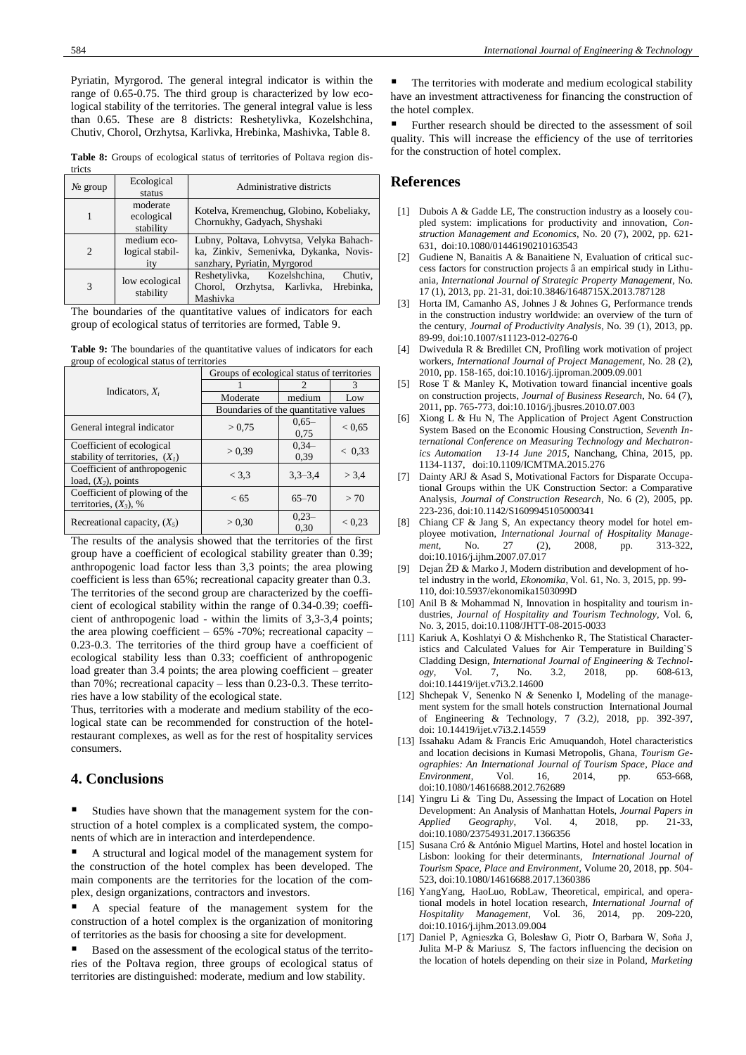Pyriatin, Myrgorod. The general integral indicator is within the range of 0.65-0.75. The third group is characterized by low ecological stability of the territories. The general integral value is less than 0.65. These are 8 districts: Reshetylivka, Kozelshchina, Chutiv, Chorol, Orzhytsa, Karlivka, Hrebinka, Mashivka, Table 8.

**Table 8:** Groups of ecological status of territories of Poltava region districts

| № group | Ecological status | Administrative districts |
|---|---|---|
| 1 | moderate ecological stability | Kotelva, Kremenchug, Globino, Kobeliaky, Chornukhy, Gadyach, Shyshaki |
| 2 | medium ecological stability | Lubny, Poltava, Lohvytsa, Velyka Bahachka, Zinkiv, Semenivka, Dykanka, Novissanzhary, Pyriatin, Myrgorod |
| 3 | low ecological stability | Reshetylivka, Kozelshchina, Chutiv, Chorol, Orzhytsa, Karlivka, Hrebinka, Mashivka |

The boundaries of the quantitative values of indicators for each group of ecological status of territories are formed, Table 9.

**Table 9:** The boundaries of the quantitative values of indicators for each group of ecological status of territories

| Indicators, $X_i$ | Groups of ecological status of territories | | |
|---|---|---|---|
| | 1 | 2 | 3 |
| | Moderate | medium | Low |
| | Boundaries of the quantitative values | | |
| General integral indicator | > 0,75 | 0,65–0,75 | < 0,65 |
| Coefficient of ecological stability of territories, ($X_1$) | > 0,39 | 0,34–0,39 | < 0,33 |
| Coefficient of anthropogenic load, ($X_2$), points | < 3,3 | 3,3–3,4 | > 3,4 |
| Coefficient of plowing of the territories, ($X_3$), % | < 65 | 65–70 | > 70 |
| Recreational capacity, ($X_5$) | > 0,30 | 0,23–0,30 | < 0,23 |

The results of the analysis showed that the territories of the first group have a coefficient of ecological stability greater than 0.39; anthropogenic load factor less than 3,3 points; the area plowing coefficient is less than 65%; recreational capacity greater than 0.3. The territories of the second group are characterized by the coefficient of ecological stability within the range of 0.34-0.39; coefficient of anthropogenic load - within the limits of 3,3-3,4 points; the area plowing coefficient – 65% -70%; recreational capacity – 0.23-0.3. The territories of the third group have a coefficient of ecological stability less than 0.33; coefficient of anthropogenic load greater than 3.4 points; the area plowing coefficient – greater than 70%; recreational capacity – less than 0.23-0.3. These territories have a low stability of the ecological state.

Thus, territories with a moderate and medium stability of the ecological state can be recommended for construction of the hotel-restaurant complexes, as well as for the rest of hospitality services consumers.

## 4. Conclusions

- Studies have shown that the management system for the construction of a hotel complex is a complicated system, the components of which are in interaction and interdependence.
- A structural and logical model of the management system for the construction of the hotel complex has been developed. The main components are the territories for the location of the complex, design organizations, contractors and investors.
- A special feature of the management system for the construction of a hotel complex is the organization of monitoring of territories as the basis for choosing a site for development.
- Based on the assessment of the ecological status of the territories of the Poltava region, three groups of ecological status of territories are distinguished: moderate, medium and low stability.
- The territories with moderate and medium ecological stability have an investment attractiveness for financing the construction of the hotel complex.
- Further research should be directed to the assessment of soil quality. This will increase the efficiency of the use of territories for the construction of hotel complex.

## References

[1] Dubois A & Gadde LE, The construction industry as a loosely coupled system: implications for productivity and innovation, *Construction Management and Economics*, No. 20 (7), 2002, pp. 621-631, doi:10.1080/01446190210163543

[2] Gudiene N, Banaitis A & Banaitiene N, Evaluation of critical success factors for construction projects â an empirical study in Lithuania, *International Journal of Strategic Property Management*, No. 17 (1), 2013, pp. 21-31, doi:10.3846/1648715X.2013.787128

[3] Horta IM, Camanho AS, Johnes J & Johnes G, Performance trends in the construction industry worldwide: an overview of the turn of the century, *Journal of Productivity Analysis*, No. 39 (1), 2013, pp. 89-99, doi:10.1007/s11123-012-0276-0

[4] Dwivedula R & Bredillet CN, Profiling work motivation of project workers, *International Journal of Project Management*, No. 28 (2), 2010, pp. 158-165, doi:10.1016/j.ijproman.2009.09.001

[5] Rose T & Manley K, Motivation toward financial incentive goals on construction projects, *Journal of Business Research*, No. 64 (7), 2011, pp. 765-773, doi:10.1016/j.jbusres.2010.07.003

[6] Xiong L & Hu N, The Application of Project Agent Construction System Based on the Economic Housing Construction, *Seventh International Conference on Measuring Technology and Mechatronics Automation 13-14 June 2015*, Nanchang, China, 2015, pp. 1134-1137, doi:10.1109/ICMTMA.2015.276

[7] Dainty ARJ & Asad S, Motivational Factors for Disparate Occupational Groups within the UK Construction Sector: a Comparative Analysis, *Journal of Construction Research*, No. 6 (2), 2005, pp. 223-236, doi:10.1142/S1609945105000341

[8] Chiang CF & Jang S, An expectancy theory model for hotel employee motivation, *International Journal of Hospitality Management*, No. 27 (2), 2008, pp. 313-322, doi:10.1016/j.ijhm.2007.07.017

[9] Dejan ŽĐ & Marko J, Modern distribution and development of hotel industry in the world, *Ekonomika*, Vol. 61, No. 3, 2015, pp. 99-110, doi:10.5937/ekonomika1503099D

[10] Anil B & Mohammad N, Innovation in hospitality and tourism industries, *Journal of Hospitality and Tourism Technology*, Vol. 6, No. 3, 2015, doi:10.1108/JHTT-08-2015-0033

[11] Kariuk A, Koshlatyi O & Mishchenko R, The Statistical Characteristics and Calculated Values for Air Temperature in Building`S Cladding Design, *International Journal of Engineering & Technology*, Vol. 7, No. 3.2, 2018, pp. 608-613, doi:10.14419/ijet.v7i3.2.14600

[12] Shchepak V, Senenko N & Senenko I, Modeling of the management system for the small hotels construction International Journal of Engineering & Technology, 7 *(3.2)*, 2018, pp. 392-397, doi: 10.14419/ijet.v7i3.2.14559

[13] Issahaku Adam & Francis Eric Amuquandoh, Hotel characteristics and location decisions in Kumasi Metropolis, Ghana, *Tourism Geographies: An International Journal of Tourism Space, Place and Environment*, Vol. 16, 2014, pp. 653-668, doi:10.1080/14616688.2012.762689

[14] Yingru Li & Ting Du, Assessing the Impact of Location on Hotel Development: An Analysis of Manhattan Hotels, *Journal Papers in Applied Geography*, Vol. 4, 2018, pp. 21-33, doi:10.1080/23754931.2017.1366356

[15] Susana Cró & António Miguel Martins, Hotel and hostel location in Lisbon: looking for their determinants, *International Journal of Tourism Space, Place and Environment*, Volume 20, 2018, pp. 504-523, doi:10.1080/14616688.2017.1360386

[16] YangYang, HaoLuo, RobLaw, Theoretical, empirical, and operational models in hotel location research, *International Journal of Hospitality Management*, Vol. 36, 2014, pp. 209-220, doi:10.1016/j.ijhm.2013.09.004

[17] Daniel P, Agnieszka G, Bolesław G, Piotr O, Barbara W, Soňa J, Julita M-P & Mariusz S, The factors influencing the decision on the location of hotels depending on their size in Poland, *Marketing*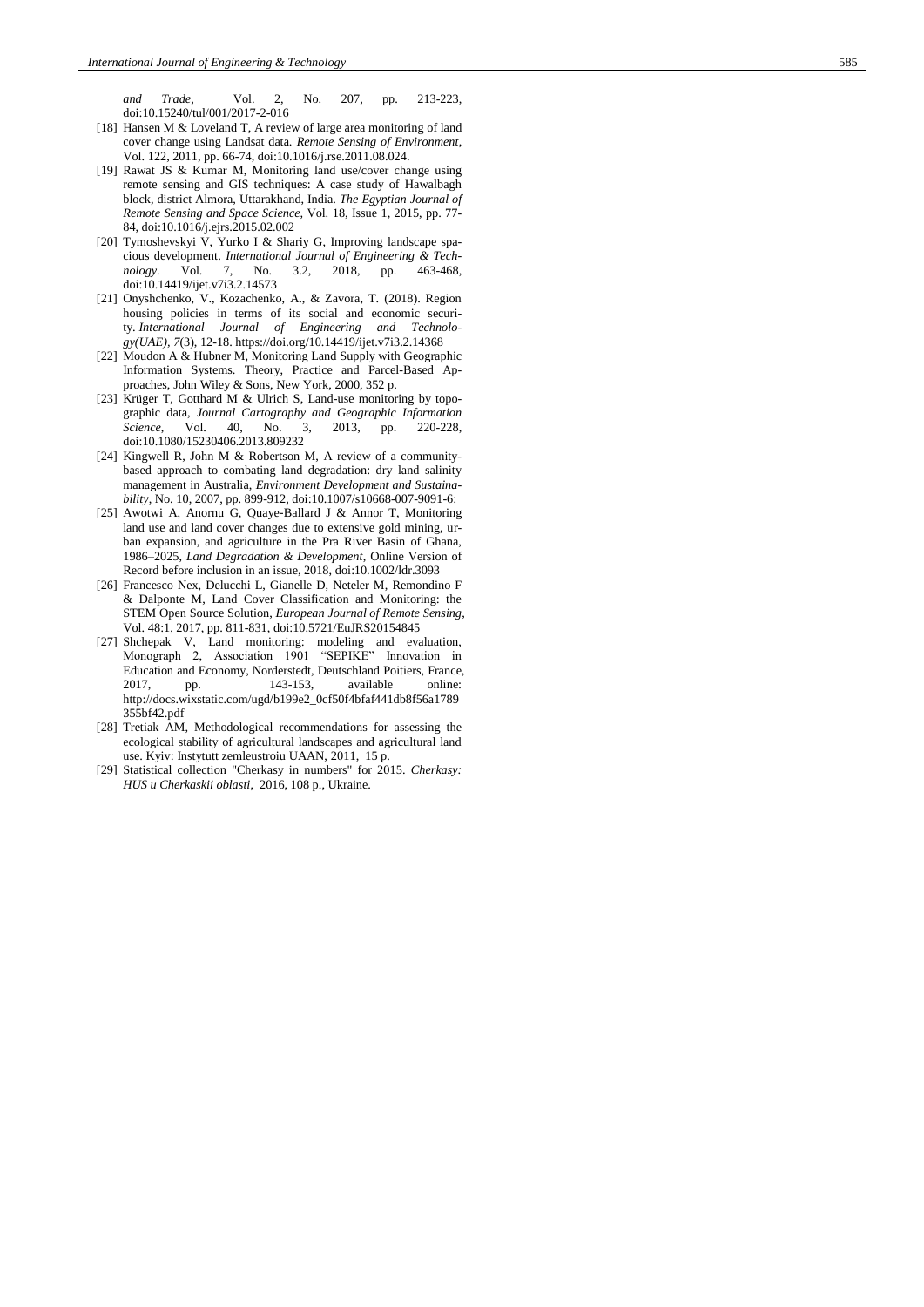*and Trade*, Vol. 2, No. 207, pp. 213-223, doi:10.15240/tul/001/2017-2-016

[18] Hansen M & Loveland T, A review of large area monitoring of land cover change using Landsat data. *Remote Sensing of Environment*, Vol. 122, 2011, pp. 66-74, doi:10.1016/j.rse.2011.08.024.

[19] Rawat JS & Kumar M, Monitoring land use/cover change using remote sensing and GIS techniques: A case study of Hawalbagh block, district Almora, Uttarakhand, India. *The Egyptian Journal of Remote Sensing and Space Science*, Vol. 18, Issue 1, 2015, pp. 77-84, doi:10.1016/j.ejrs.2015.02.002

[20] Tymoshevskyi V, Yurko I & Shariy G, Improving landscape spacious development. *International Journal of Engineering & Technology*. Vol. 7, No. 3.2, 2018, pp. 463-468, doi:10.14419/ijet.v7i3.2.14573

[21] Onyshchenko, V., Kozachenko, A., & Zavora, T. (2018). Region housing policies in terms of its social and economic security. *International Journal of Engineering and Technology(UAE)*, *7*(3), 12-18. https://doi.org/10.14419/ijet.v7i3.2.14368

[22] Moudon A & Hubner M, Monitoring Land Supply with Geographic Information Systems. Theory, Practice and Parcel-Based Approaches, John Wiley & Sons, New York, 2000, 352 p.

[23] Krüger T, Gotthard M & Ulrich S, Land-use monitoring by topographic data, *Journal Cartography and Geographic Information Science*, Vol. 40, No. 3, 2013, pp. 220-228, doi:10.1080/15230406.2013.809232

[24] Kingwell R, John M & Robertson M, A review of a community-based approach to combating land degradation: dry land salinity management in Australia, *Environment Development and Sustainability*, No. 10, 2007, pp. 899-912, doi:10.1007/s10668-007-9091-6:

[25] Awotwi A, Anornu G, Quaye-Ballard J & Annor T, Monitoring land use and land cover changes due to extensive gold mining, urban expansion, and agriculture in the Pra River Basin of Ghana, 1986–2025, *Land Degradation & Development*, Online Version of Record before inclusion in an issue, 2018, doi:10.1002/ldr.3093

[26] Francesco Nex, Delucchi L, Gianelle D, Neteler M, Remondino F & Dalponte M, Land Cover Classification and Monitoring: the STEM Open Source Solution, *European Journal of Remote Sensing*, Vol. 48:1, 2017, pp. 811-831, doi:10.5721/EuJRS20154845

[27] Shchepak V, Land monitoring: modeling and evaluation, Monograph 2, Association 1901 "SEPIKE" Innovation in Education and Economy, Norderstedt, Deutschland Poitiers, France, 2017, pp. 143-153, available online: http://docs.wixstatic.com/ugd/b199e2_0cf50f4bfaf441db8f56a1789355bf42.pdf

[28] Tretiak AM, Methodological recommendations for assessing the ecological stability of agricultural landscapes and agricultural land use. Kyiv: Instytutt zemleustroiu UAAN, 2011, 15 p.

[29] Statistical collection "Cherkasy in numbers" for 2015. *Cherkasy: HUS u Cherkaskii oblasti*, 2016, 108 p., Ukraine.